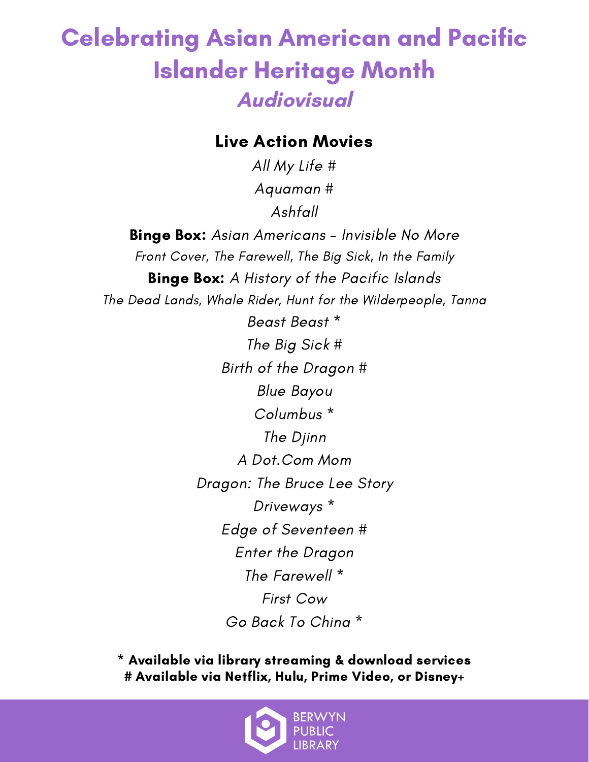# Celebrating Asian American and Pacific Islander Heritage Month

## *Audiovisual*

### Live Action Movies

*All My Life #*

*Aquaman #*

*Ashfall*

**Binge Box:** *Asian Americans – Invisible No More*

*Front Cover, The Farewell, The Big Sick, In the Family*

**Binge Box:** *A History of the Pacific Islands*

*The Dead Lands, Whale Rider, Hunt for the Wilderpeople, Tanna*

*Beast Beast **

*The Big Sick #*

*Birth of the Dragon #*

*Blue Bayou*

*Columbus **

*The Djinn*

*A Dot.Com Mom*

*Dragon: The Bruce Lee Story*

*Driveways **

*Edge of Seventeen #*

*Enter the Dragon*

*The Farewell **

*First Cow*

*Go Back To China **

**\* Available via library streaming & download services**

**# Available via Netflix, Hulu, Prime Video, or Disney+**

BERWYN PUBLIC LIBRARY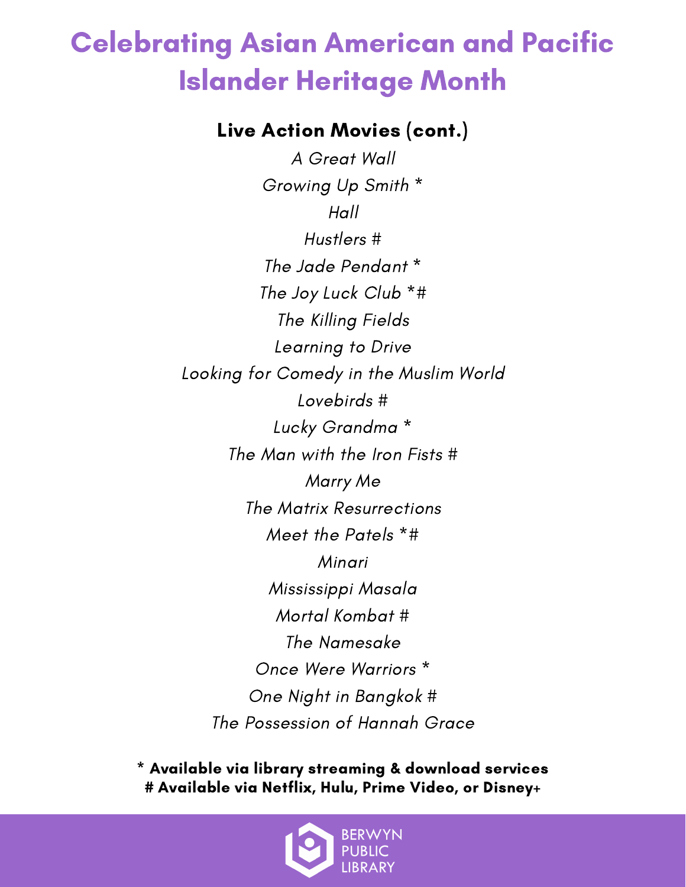# Celebrating Asian American and Pacific Islander Heritage Month

## Live Action Movies (cont.)

*A Great Wall*

*Growing Up Smith* *

*Hall*

*Hustlers* #

*The Jade Pendant* *

*The Joy Luck Club* *#

*The Killing Fields*

*Learning to Drive*

*Looking for Comedy in the Muslim World*

*Lovebirds* #

*Lucky Grandma* *

*The Man with the Iron Fists* #

*Marry Me*

*The Matrix Resurrections*

*Meet the Patels* *#

*Minari*

*Mississippi Masala*

*Mortal Kombat* #

*The Namesake*

*Once Were Warriors* *

*One Night in Bangkok* #

*The Possession of Hannah Grace*

**\* Available via library streaming & download services**
**# Available via Netflix, Hulu, Prime Video, or Disney+**

BERWYN PUBLIC LIBRARY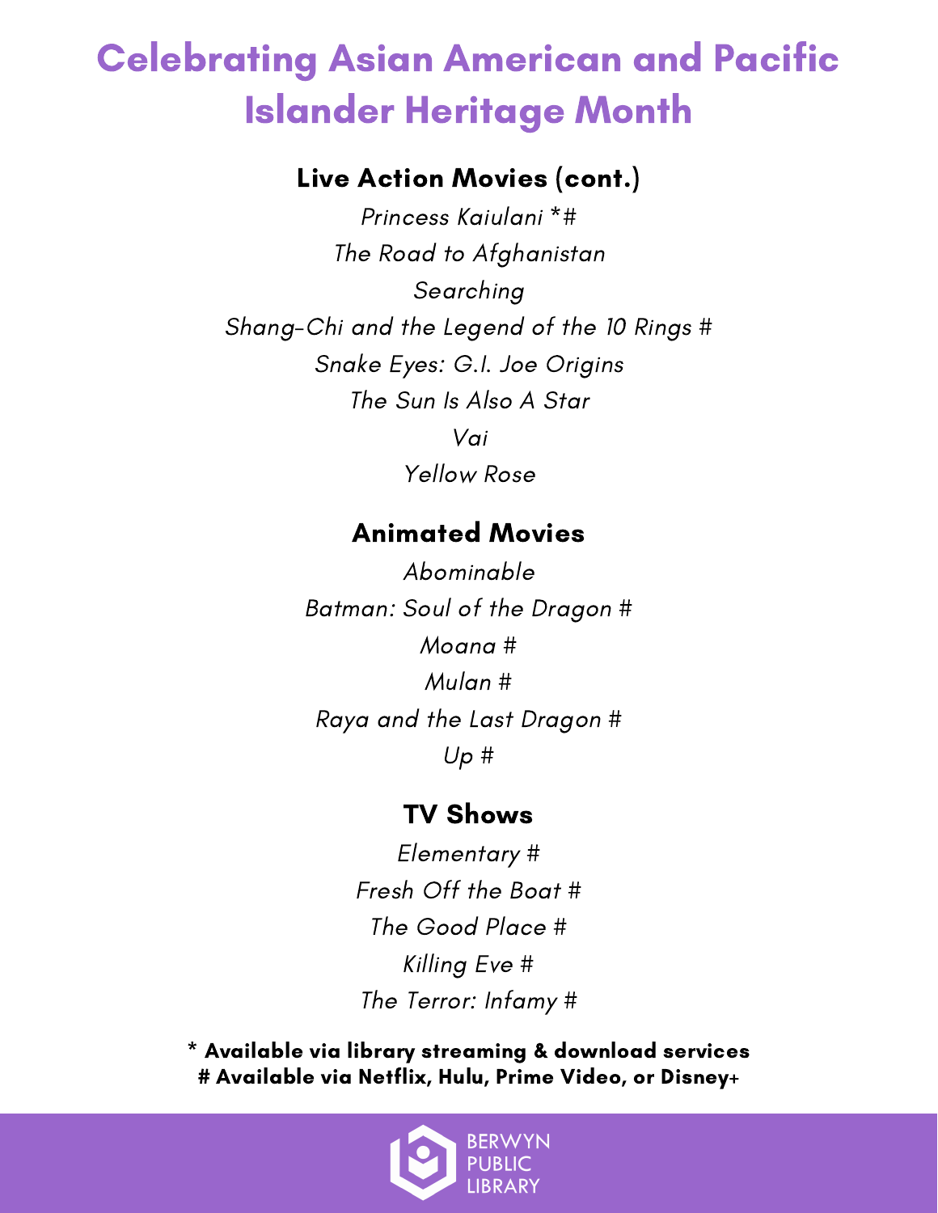# Celebrating Asian American and Pacific Islander Heritage Month

## Live Action Movies (cont.)

*Princess Kaiulani* *#

*The Road to Afghanistan*

*Searching*

*Shang-Chi and the Legend of the 10 Rings* #

*Snake Eyes: G.I. Joe Origins*

*The Sun Is Also A Star*

*Vai*

*Yellow Rose*

## Animated Movies

*Abominable*

*Batman: Soul of the Dragon* #

*Moana* #

*Mulan* #

*Raya and the Last Dragon* #

*Up* #

## TV Shows

*Elementary* #

*Fresh Off the Boat* #

*The Good Place* #

*Killing Eve* #

*The Terror: Infamy* #

**\* Available via library streaming & download services**
**# Available via Netflix, Hulu, Prime Video, or Disney+**

BERWYN PUBLIC LIBRARY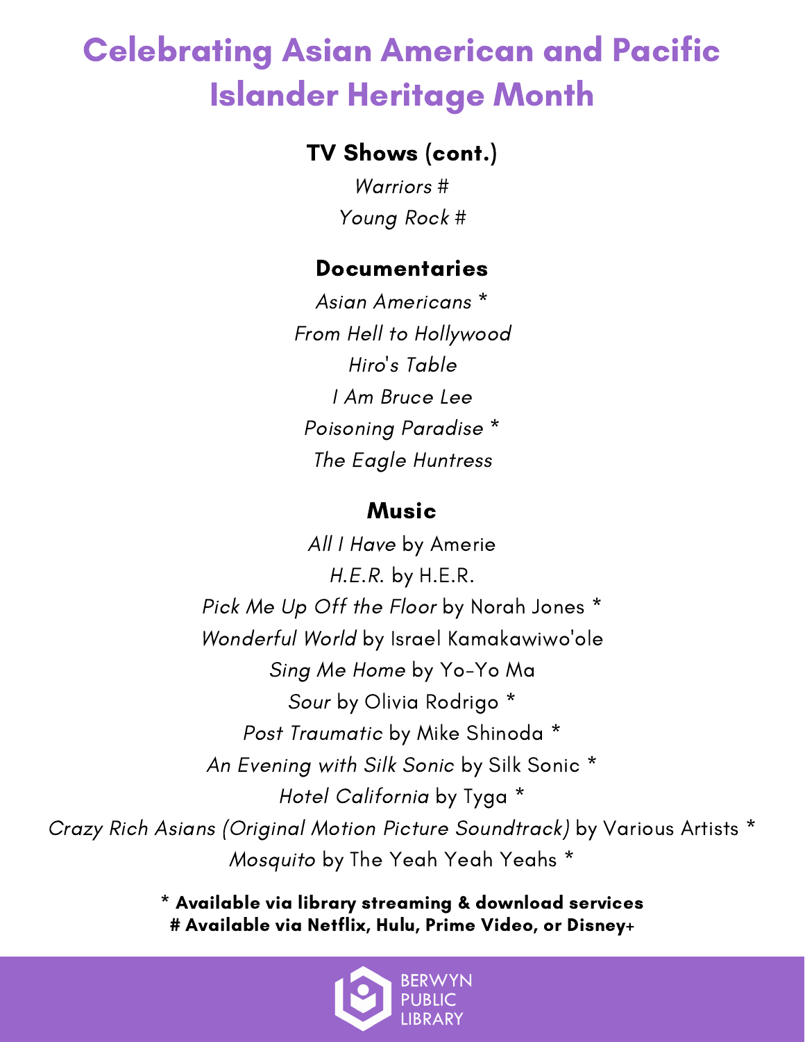# Celebrating Asian American and Pacific Islander Heritage Month

## TV Shows (cont.)

*Warriors* #

*Young Rock* #

## Documentaries

*Asian Americans* *

*From Hell to Hollywood*

*Hiro's Table*

*I Am Bruce Lee*

*Poisoning Paradise* *

*The Eagle Huntress*

## Music

*All I Have* by Amerie

*H.E.R.* by H.E.R.

*Pick Me Up Off the Floor* by Norah Jones *

*Wonderful World* by Israel Kamakawiwo'ole

*Sing Me Home* by Yo-Yo Ma

*Sour* by Olivia Rodrigo *

*Post Traumatic* by Mike Shinoda *

*An Evening with Silk Sonic* by Silk Sonic *

*Hotel California* by Tyga *

*Crazy Rich Asians (Original Motion Picture Soundtrack)* by Various Artists *

*Mosquito* by The Yeah Yeah Yeahs *

**\* Available via library streaming & download services**
**# Available via Netflix, Hulu, Prime Video, or Disney+**

BERWYN PUBLIC LIBRARY